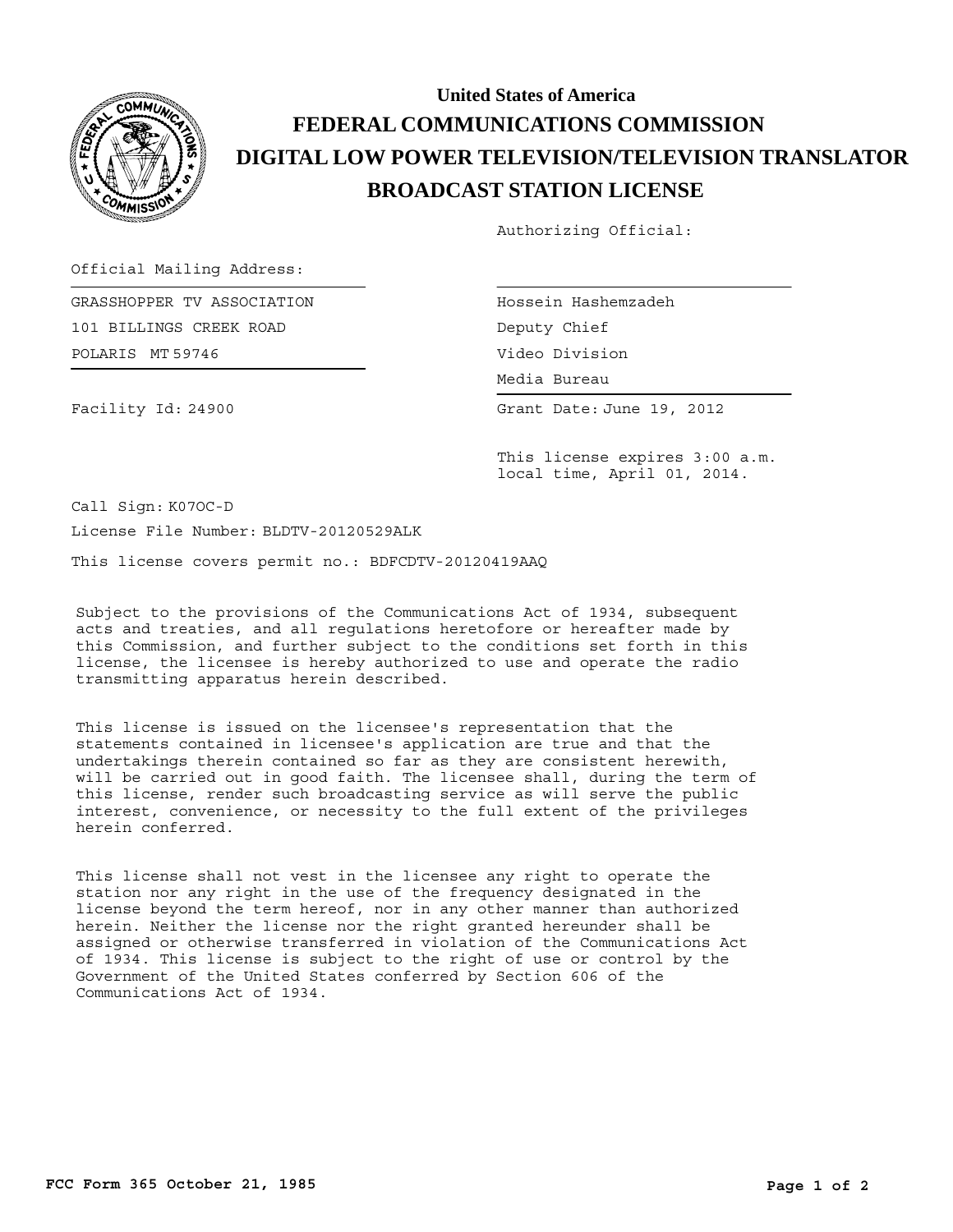# United States of America
# FEDERAL COMMUNICATIONS COMMISSION
# DIGITAL LOW POWER TELEVISION/TELEVISION TRANSLATOR
# BROADCAST STATION LICENSE

Authorizing Official:

Official Mailing Address:

GRASSHOPPER TV ASSOCIATION
101 BILLINGS CREEK ROAD
POLARIS MT 59746

Hossein Hashemzadeh
Deputy Chief
Video Division
Media Bureau

Facility Id: 24900

Grant Date: June 19, 2012

This license expires 3:00 a.m. local time, April 01, 2014.

Call Sign: K07OC-D

License File Number: BLDTV-20120529ALK

This license covers permit no.: BDFCDTV-20120419AAQ

Subject to the provisions of the Communications Act of 1934, subsequent acts and treaties, and all regulations heretofore or hereafter made by this Commission, and further subject to the conditions set forth in this license, the licensee is hereby authorized to use and operate the radio transmitting apparatus herein described.

This license is issued on the licensee's representation that the statements contained in licensee's application are true and that the undertakings therein contained so far as they are consistent herewith, will be carried out in good faith. The licensee shall, during the term of this license, render such broadcasting service as will serve the public interest, convenience, or necessity to the full extent of the privileges herein conferred.

This license shall not vest in the licensee any right to operate the station nor any right in the use of the frequency designated in the license beyond the term hereof, nor in any other manner than authorized herein. Neither the license nor the right granted hereunder shall be assigned or otherwise transferred in violation of the Communications Act of 1934. This license is subject to the right of use or control by the Government of the United States conferred by Section 606 of the Communications Act of 1934.

FCC Form 365 October 21, 1985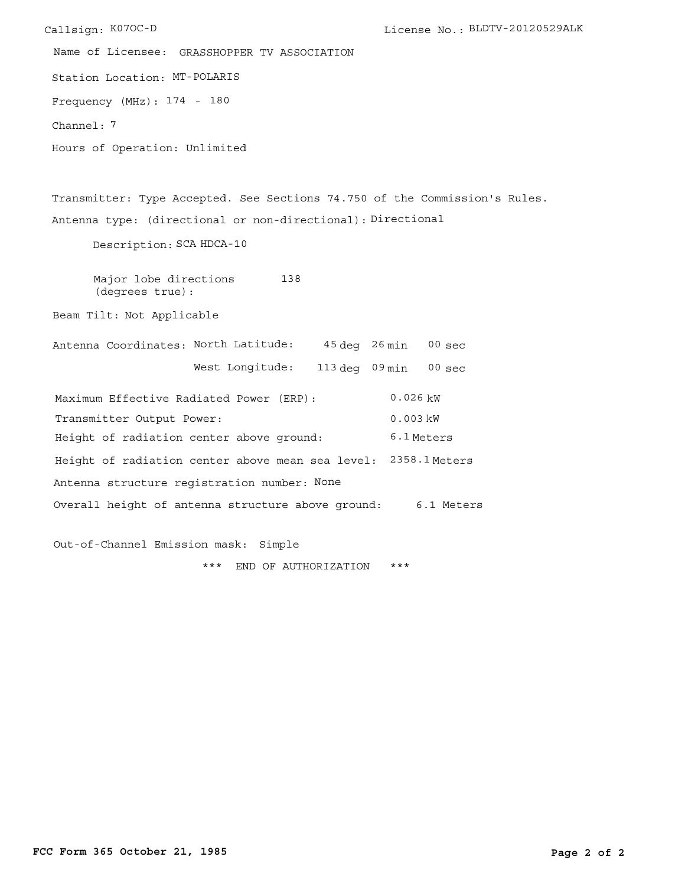Callsign: K07OC-D                                                    License No.: BLDTV-20120529ALK

Name of Licensee: GRASSHOPPER TV ASSOCIATION

Station Location: MT-POLARIS

Frequency (MHz): 174 - 180

Channel: 7

Hours of Operation: Unlimited

Transmitter: Type Accepted. See Sections 74.750 of the Commission's Rules.

Antenna type: (directional or non-directional): Directional

Description: SCA HDCA-10

Major lobe directions (degrees true): 138

Beam Tilt: Not Applicable

Antenna Coordinates: North Latitude: 45 deg 26 min 00 sec

West Longitude: 113 deg 09 min 00 sec

| | |
|---|---|
| Maximum Effective Radiated Power (ERP): | 0.026 kW |
| Transmitter Output Power: | 0.003 kW |
| Height of radiation center above ground: | 6.1 Meters |
| Height of radiation center above mean sea level: | 2358.1 Meters |
| Antenna structure registration number: | None |
| Overall height of antenna structure above ground: | 6.1 Meters |

Out-of-Channel Emission mask: Simple

\*\*\* END OF AUTHORIZATION \*\*\*

FCC Form 365 October 21, 1985